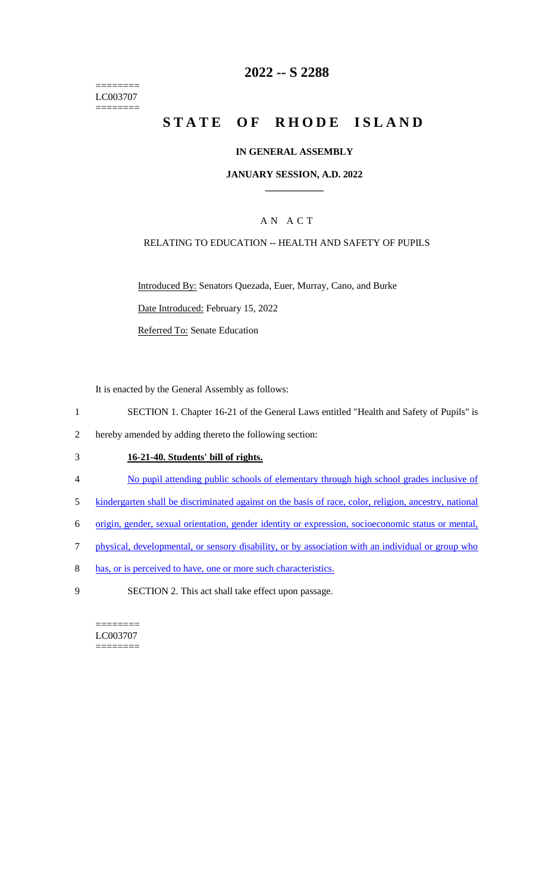========
LC003707
========

# 2022 -- S 2288

# STATE OF RHODE ISLAND

### IN GENERAL ASSEMBLY

### JANUARY SESSION, A.D. 2022

## A N A C T

RELATING TO EDUCATION -- HEALTH AND SAFETY OF PUPILS

Introduced By: Senators Quezada, Euer, Murray, Cano, and Burke

Date Introduced: February 15, 2022

Referred To: Senate Education

It is enacted by the General Assembly as follows:

1 SECTION 1. Chapter 16-21 of the General Laws entitled "Health and Safety of Pupils" is
2 hereby amended by adding thereto the following section:

3 **16-21-40. Students' bill of rights.**

4 No pupil attending public schools of elementary through high school grades inclusive of
5 kindergarten shall be discriminated against on the basis of race, color, religion, ancestry, national
6 origin, gender, sexual orientation, gender identity or expression, socioeconomic status or mental,
7 physical, developmental, or sensory disability, or by association with an individual or group who
8 has, or is perceived to have, one or more such characteristics.

9 SECTION 2. This act shall take effect upon passage.

========
LC003707
========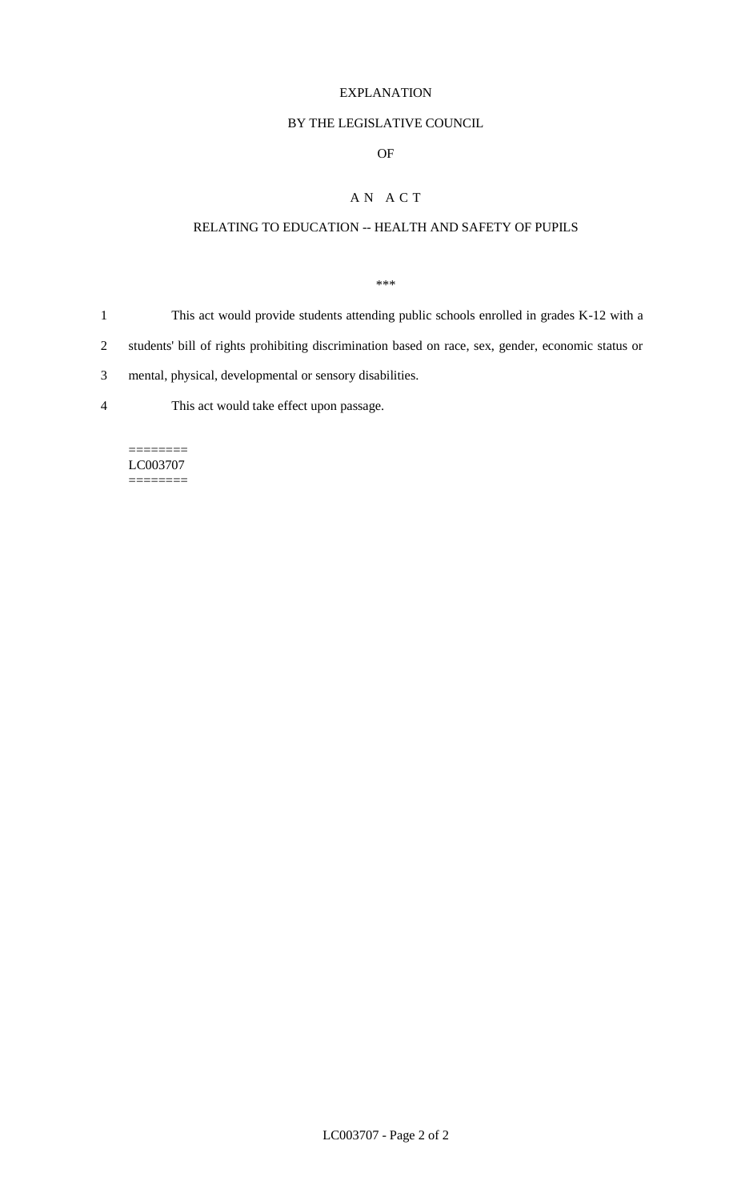EXPLANATION

BY THE LEGISLATIVE COUNCIL

OF

A N A C T

RELATING TO EDUCATION -- HEALTH AND SAFETY OF PUPILS

\*\*\*

1 This act would provide students attending public schools enrolled in grades K-12 with a
2 students' bill of rights prohibiting discrimination based on race, sex, gender, economic status or
3 mental, physical, developmental or sensory disabilities.
4 This act would take effect upon passage.

========
LC003707
========